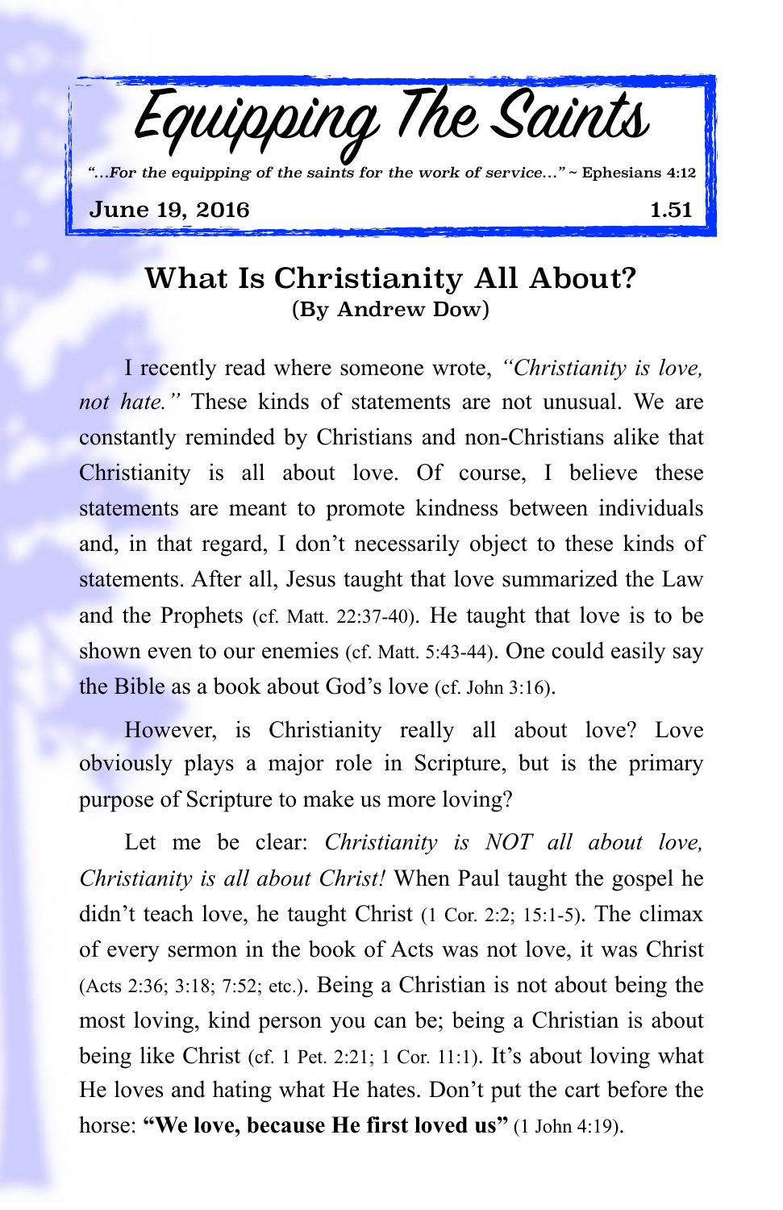# Equipping The Saints

*"...For the equipping of the saints for the work of service..."* ~ Ephesians 4:12

**June 19, 2016** **1.51**

## What Is Christianity All About?

**(By Andrew Dow)**

I recently read where someone wrote, *"Christianity is love, not hate."* These kinds of statements are not unusual. We are constantly reminded by Christians and non-Christians alike that Christianity is all about love. Of course, I believe these statements are meant to promote kindness between individuals and, in that regard, I don't necessarily object to these kinds of statements. After all, Jesus taught that love summarized the Law and the Prophets (cf. Matt. 22:37-40). He taught that love is to be shown even to our enemies (cf. Matt. 5:43-44). One could easily say the Bible as a book about God's love (cf. John 3:16).

However, is Christianity really all about love? Love obviously plays a major role in Scripture, but is the primary purpose of Scripture to make us more loving?

Let me be clear: *Christianity is NOT all about love, Christianity is all about Christ!* When Paul taught the gospel he didn't teach love, he taught Christ (1 Cor. 2:2; 15:1-5). The climax of every sermon in the book of Acts was not love, it was Christ (Acts 2:36; 3:18; 7:52; etc.). Being a Christian is not about being the most loving, kind person you can be; being a Christian is about being like Christ (cf. 1 Pet. 2:21; 1 Cor. 11:1). It's about loving what He loves and hating what He hates. Don't put the cart before the horse: **"We love, because He first loved us"** (1 John 4:19).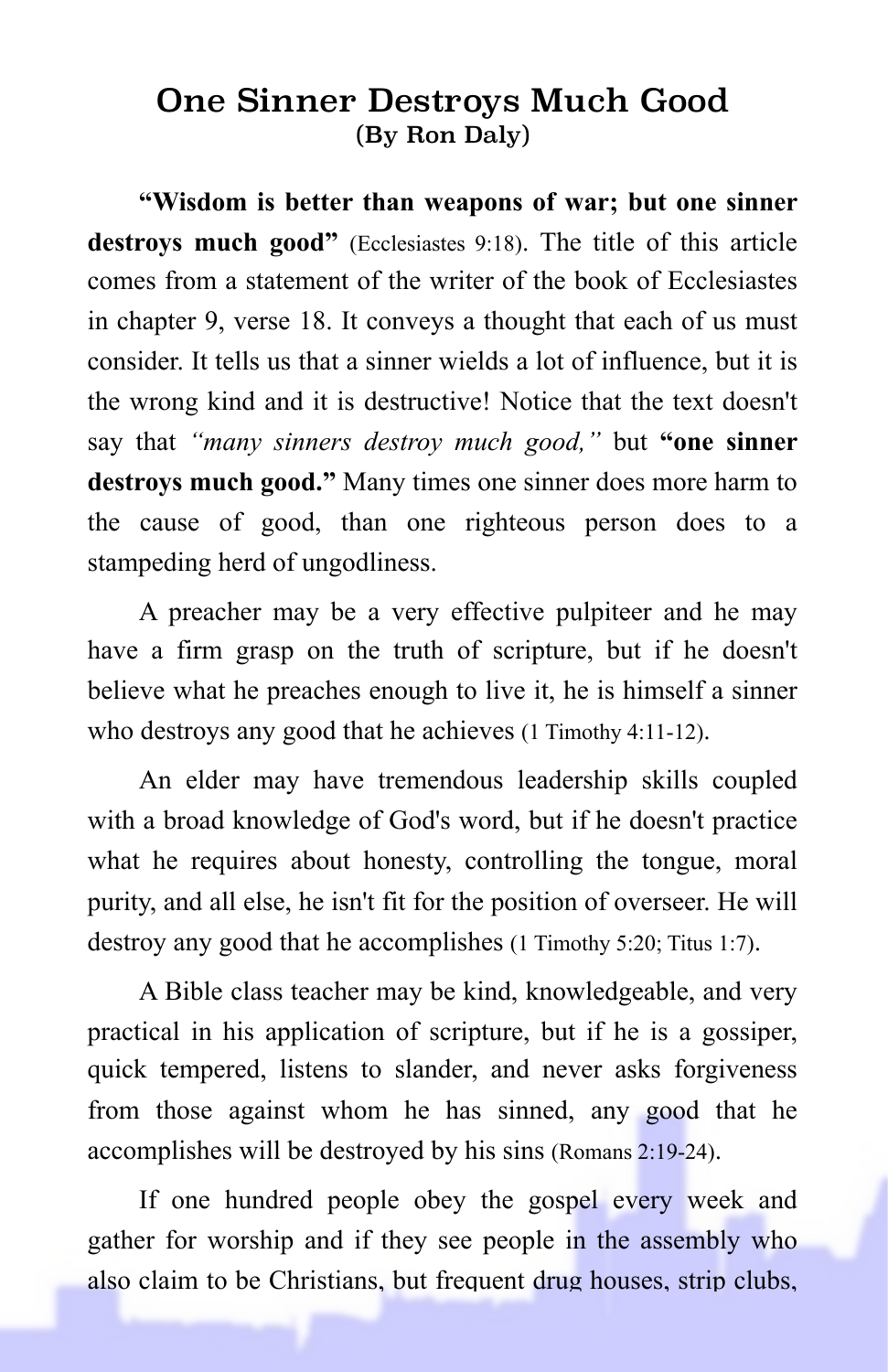# One Sinner Destroys Much Good
**(By Ron Daly)**

**"Wisdom is better than weapons of war; but one sinner destroys much good"** (Ecclesiastes 9:18). The title of this article comes from a statement of the writer of the book of Ecclesiastes in chapter 9, verse 18. It conveys a thought that each of us must consider. It tells us that a sinner wields a lot of influence, but it is the wrong kind and it is destructive! Notice that the text doesn't say that *"many sinners destroy much good,"* but **"one sinner destroys much good."** Many times one sinner does more harm to the cause of good, than one righteous person does to a stampeding herd of ungodliness.

A preacher may be a very effective pulpiteer and he may have a firm grasp on the truth of scripture, but if he doesn't believe what he preaches enough to live it, he is himself a sinner who destroys any good that he achieves (1 Timothy 4:11-12).

An elder may have tremendous leadership skills coupled with a broad knowledge of God's word, but if he doesn't practice what he requires about honesty, controlling the tongue, moral purity, and all else, he isn't fit for the position of overseer. He will destroy any good that he accomplishes (1 Timothy 5:20; Titus 1:7).

A Bible class teacher may be kind, knowledgeable, and very practical in his application of scripture, but if he is a gossiper, quick tempered, listens to slander, and never asks forgiveness from those against whom he has sinned, any good that he accomplishes will be destroyed by his sins (Romans 2:19-24).

If one hundred people obey the gospel every week and gather for worship and if they see people in the assembly who also claim to be Christians, but frequent drug houses, strip clubs,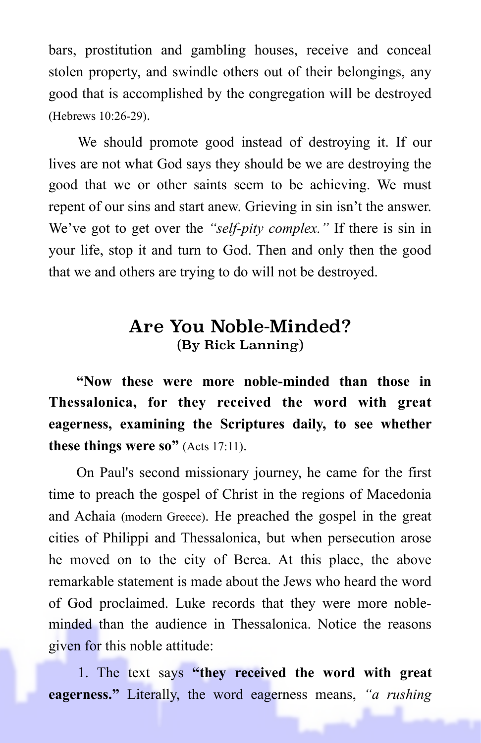bars, prostitution and gambling houses, receive and conceal stolen property, and swindle others out of their belongings, any good that is accomplished by the congregation will be destroyed (Hebrews 10:26-29).

We should promote good instead of destroying it. If our lives are not what God says they should be we are destroying the good that we or other saints seem to be achieving. We must repent of our sins and start anew. Grieving in sin isn't the answer. We've got to get over the *"self-pity complex."* If there is sin in your life, stop it and turn to God. Then and only then the good that we and others are trying to do will not be destroyed.

## Are You Noble-Minded?
### (By Rick Lanning)

**"Now these were more noble-minded than those in Thessalonica, for they received the word with great eagerness, examining the Scriptures daily, to see whether these things were so"** (Acts 17:11).

On Paul's second missionary journey, he came for the first time to preach the gospel of Christ in the regions of Macedonia and Achaia (modern Greece). He preached the gospel in the great cities of Philippi and Thessalonica, but when persecution arose he moved on to the city of Berea. At this place, the above remarkable statement is made about the Jews who heard the word of God proclaimed. Luke records that they were more noble-minded than the audience in Thessalonica. Notice the reasons given for this noble attitude:

1. The text says **"they received the word with great eagerness."** Literally, the word eagerness means, *"a rushing*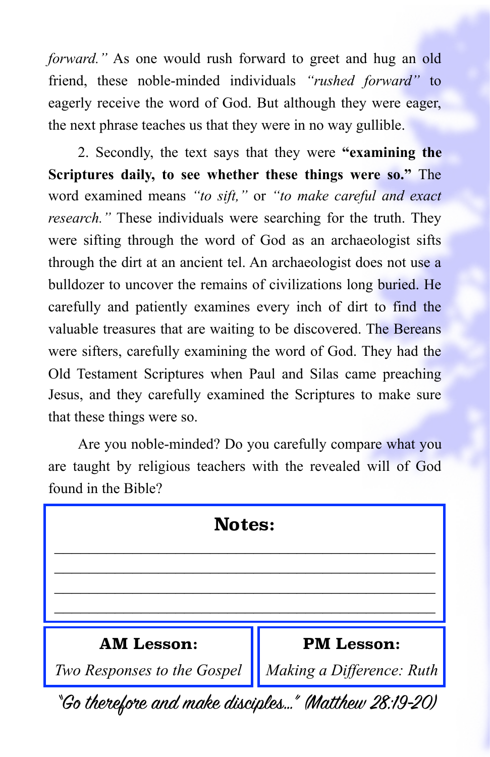*forward."* As one would rush forward to greet and hug an old friend, these noble-minded individuals *"rushed forward"* to eagerly receive the word of God. But although they were eager, the next phrase teaches us that they were in no way gullible.

2. Secondly, the text says that they were **"examining the Scriptures daily, to see whether these things were so."** The word examined means *"to sift,"* or *"to make careful and exact research."* These individuals were searching for the truth. They were sifting through the word of God as an archaeologist sifts through the dirt at an ancient tel. An archaeologist does not use a bulldozer to uncover the remains of civilizations long buried. He carefully and patiently examines every inch of dirt to find the valuable treasures that are waiting to be discovered. The Bereans were sifters, carefully examining the word of God. They had the Old Testament Scriptures when Paul and Silas came preaching Jesus, and they carefully examined the Scriptures to make sure that these things were so.

Are you noble-minded? Do you carefully compare what you are taught by religious teachers with the revealed will of God found in the Bible?

## Notes:

______________________________________________

______________________________________________

______________________________________________

______________________________________________

**AM Lesson:**

*Two Responses to the Gospel*

**PM Lesson:**

*Making a Difference: Ruth*

"Go therefore and make disciples..." (Matthew 28:19-20)